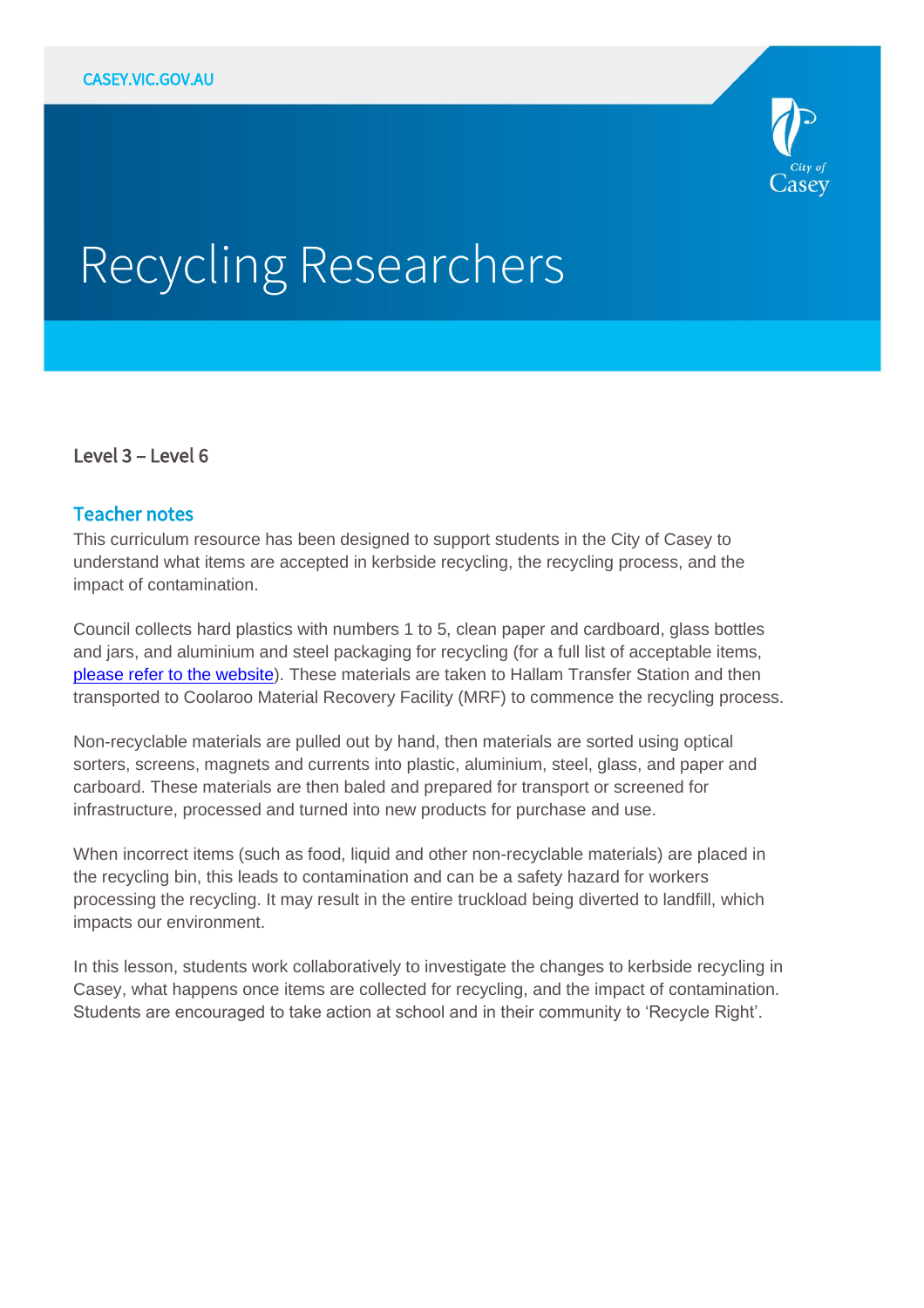CASEY.VIC.GOV.AU

# Recycling Researchers

Level 3 – Level 6

## Teacher notes

This curriculum resource has been designed to support students in the City of Casey to understand what items are accepted in kerbside recycling, the recycling process, and the impact of contamination.

Council collects hard plastics with numbers 1 to 5, clean paper and cardboard, glass bottles and jars, and aluminium and steel packaging for recycling (for a full list of acceptable items, please refer to the website). These materials are taken to Hallam Transfer Station and then transported to Coolaroo Material Recovery Facility (MRF) to commence the recycling process.

Non-recyclable materials are pulled out by hand, then materials are sorted using optical sorters, screens, magnets and currents into plastic, aluminium, steel, glass, and paper and carboard. These materials are then baled and prepared for transport or screened for infrastructure, processed and turned into new products for purchase and use.

When incorrect items (such as food, liquid and other non-recyclable materials) are placed in the recycling bin, this leads to contamination and can be a safety hazard for workers processing the recycling. It may result in the entire truckload being diverted to landfill, which impacts our environment.

In this lesson, students work collaboratively to investigate the changes to kerbside recycling in Casey, what happens once items are collected for recycling, and the impact of contamination. Students are encouraged to take action at school and in their community to 'Recycle Right'.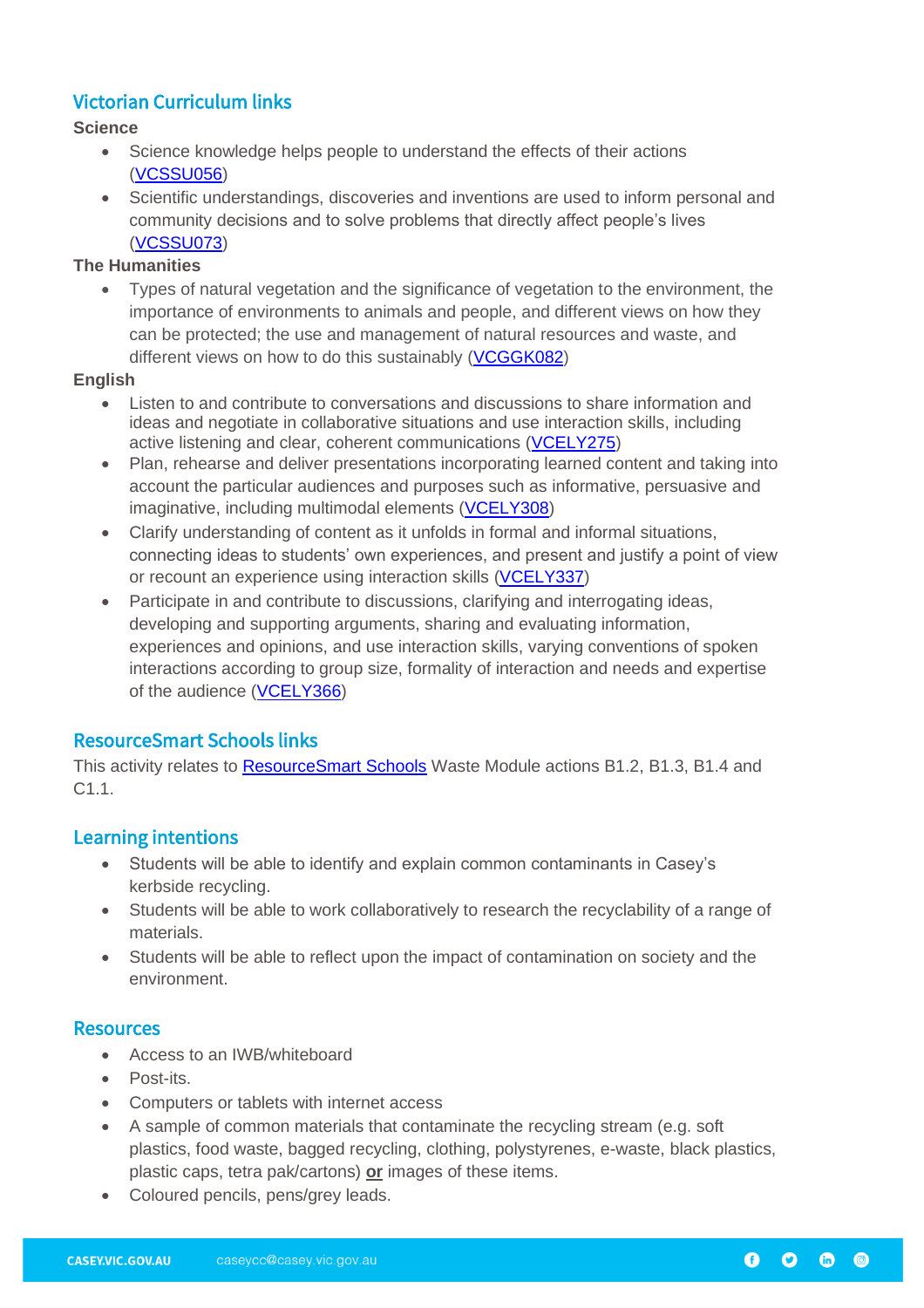## Victorian Curriculum links

**Science**

- Science knowledge helps people to understand the effects of their actions (VCSSU056)
- Scientific understandings, discoveries and inventions are used to inform personal and community decisions and to solve problems that directly affect people's lives (VCSSU073)

**The Humanities**

- Types of natural vegetation and the significance of vegetation to the environment, the importance of environments to animals and people, and different views on how they can be protected; the use and management of natural resources and waste, and different views on how to do this sustainably (VCGGK082)

**English**

- Listen to and contribute to conversations and discussions to share information and ideas and negotiate in collaborative situations and use interaction skills, including active listening and clear, coherent communications (VCELY275)
- Plan, rehearse and deliver presentations incorporating learned content and taking into account the particular audiences and purposes such as informative, persuasive and imaginative, including multimodal elements (VCELY308)
- Clarify understanding of content as it unfolds in formal and informal situations, connecting ideas to students' own experiences, and present and justify a point of view or recount an experience using interaction skills (VCELY337)
- Participate in and contribute to discussions, clarifying and interrogating ideas, developing and supporting arguments, sharing and evaluating information, experiences and opinions, and use interaction skills, varying conventions of spoken interactions according to group size, formality of interaction and needs and expertise of the audience (VCELY366)

## ResourceSmart Schools links

This activity relates to ResourceSmart Schools Waste Module actions B1.2, B1.3, B1.4 and C1.1.

## Learning intentions

- Students will be able to identify and explain common contaminants in Casey's kerbside recycling.
- Students will be able to work collaboratively to research the recyclability of a range of materials.
- Students will be able to reflect upon the impact of contamination on society and the environment.

## Resources

- Access to an IWB/whiteboard
- Post-its.
- Computers or tablets with internet access
- A sample of common materials that contaminate the recycling stream (e.g. soft plastics, food waste, bagged recycling, clothing, polystyrenes, e-waste, black plastics, plastic caps, tetra pak/cartons) **or** images of these items.
- Coloured pencils, pens/grey leads.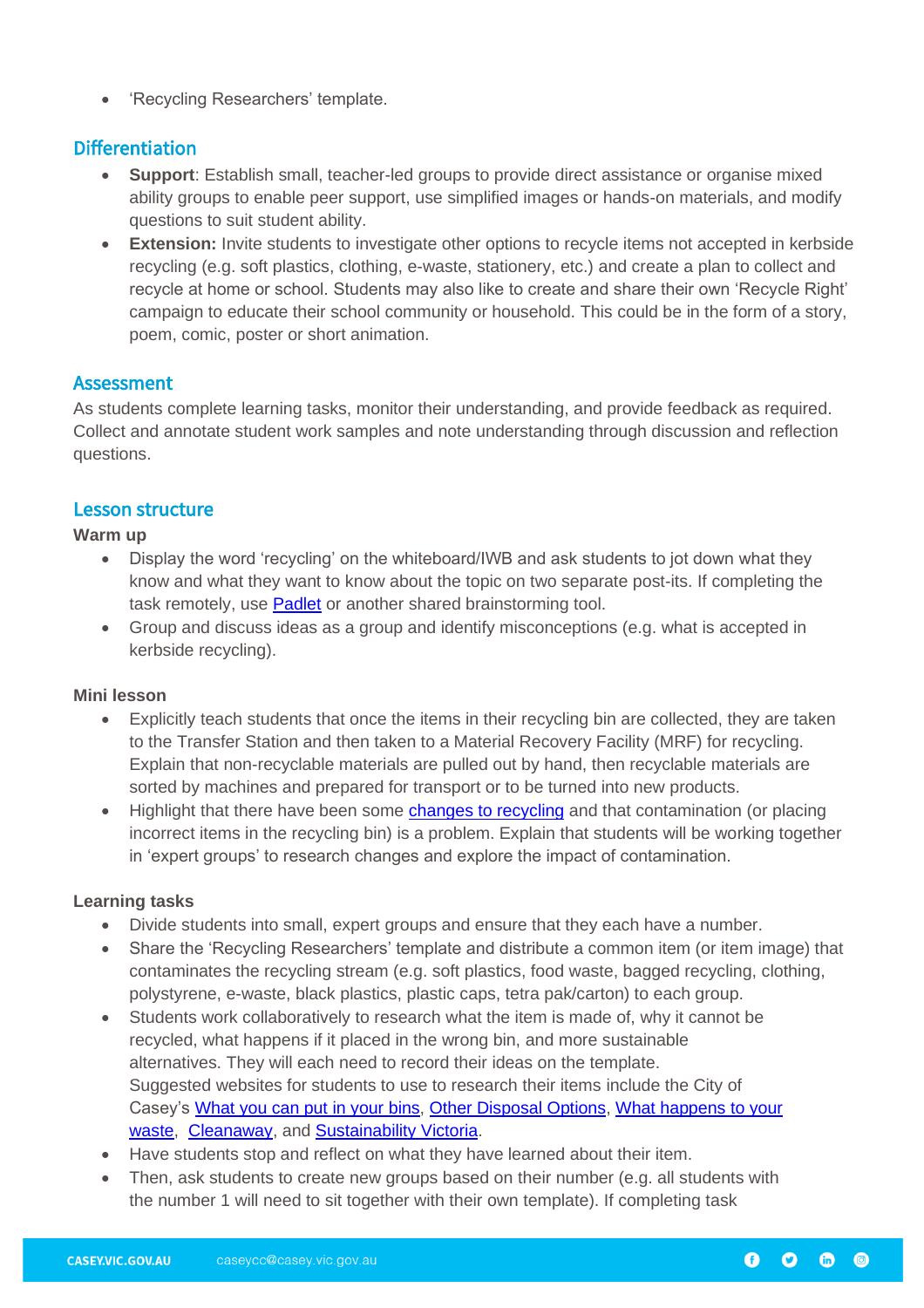- 'Recycling Researchers' template.

## Differentiation

- **Support**: Establish small, teacher-led groups to provide direct assistance or organise mixed ability groups to enable peer support, use simplified images or hands-on materials, and modify questions to suit student ability.
- **Extension:** Invite students to investigate other options to recycle items not accepted in kerbside recycling (e.g. soft plastics, clothing, e-waste, stationery, etc.) and create a plan to collect and recycle at home or school. Students may also like to create and share their own 'Recycle Right' campaign to educate their school community or household. This could be in the form of a story, poem, comic, poster or short animation.

## Assessment

As students complete learning tasks, monitor their understanding, and provide feedback as required. Collect and annotate student work samples and note understanding through discussion and reflection questions.

## Lesson structure

### Warm up

- Display the word 'recycling' on the whiteboard/IWB and ask students to jot down what they know and what they want to know about the topic on two separate post-its. If completing the task remotely, use Padlet or another shared brainstorming tool.
- Group and discuss ideas as a group and identify misconceptions (e.g. what is accepted in kerbside recycling).

### Mini lesson

- Explicitly teach students that once the items in their recycling bin are collected, they are taken to the Transfer Station and then taken to a Material Recovery Facility (MRF) for recycling. Explain that non-recyclable materials are pulled out by hand, then recyclable materials are sorted by machines and prepared for transport or to be turned into new products.
- Highlight that there have been some changes to recycling and that contamination (or placing incorrect items in the recycling bin) is a problem. Explain that students will be working together in 'expert groups' to research changes and explore the impact of contamination.

### Learning tasks

- Divide students into small, expert groups and ensure that they each have a number.
- Share the 'Recycling Researchers' template and distribute a common item (or item image) that contaminates the recycling stream (e.g. soft plastics, food waste, bagged recycling, clothing, polystyrene, e-waste, black plastics, plastic caps, tetra pak/carton) to each group.
- Students work collaboratively to research what the item is made of, why it cannot be recycled, what happens if it placed in the wrong bin, and more sustainable alternatives. They will each need to record their ideas on the template.
  Suggested websites for students to use to research their items include the City of Casey's What you can put in your bins, Other Disposal Options, What happens to your waste, Cleanaway, and Sustainability Victoria.
- Have students stop and reflect on what they have learned about their item.
- Then, ask students to create new groups based on their number (e.g. all students with the number 1 will need to sit together with their own template). If completing task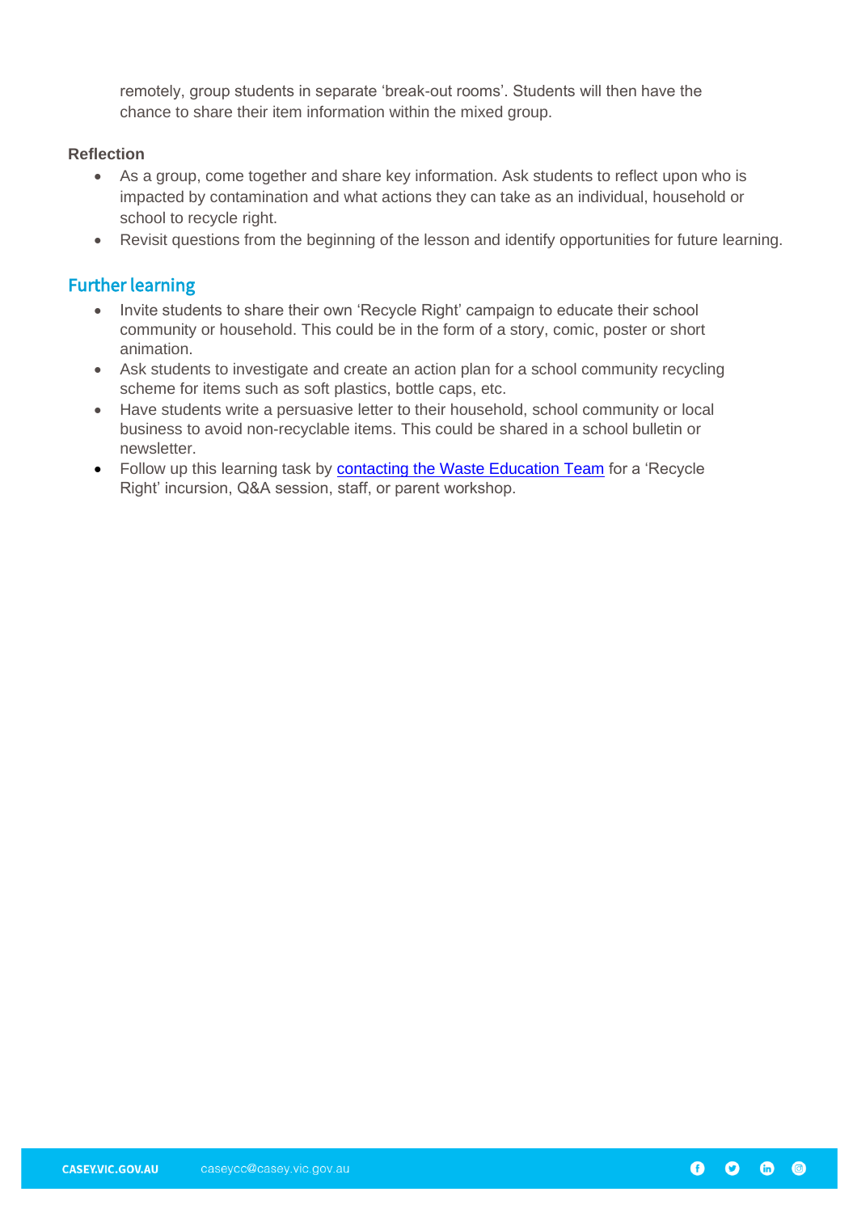remotely, group students in separate 'break-out rooms'. Students will then have the chance to share their item information within the mixed group.

**Reflection**

- As a group, come together and share key information. Ask students to reflect upon who is impacted by contamination and what actions they can take as an individual, household or school to recycle right.
- Revisit questions from the beginning of the lesson and identify opportunities for future learning.

## Further learning

- Invite students to share their own 'Recycle Right' campaign to educate their school community or household. This could be in the form of a story, comic, poster or short animation.
- Ask students to investigate and create an action plan for a school community recycling scheme for items such as soft plastics, bottle caps, etc.
- Have students write a persuasive letter to their household, school community or local business to avoid non-recyclable items. This could be shared in a school bulletin or newsletter.
- Follow up this learning task by contacting the Waste Education Team for a 'Recycle Right' incursion, Q&A session, staff, or parent workshop.